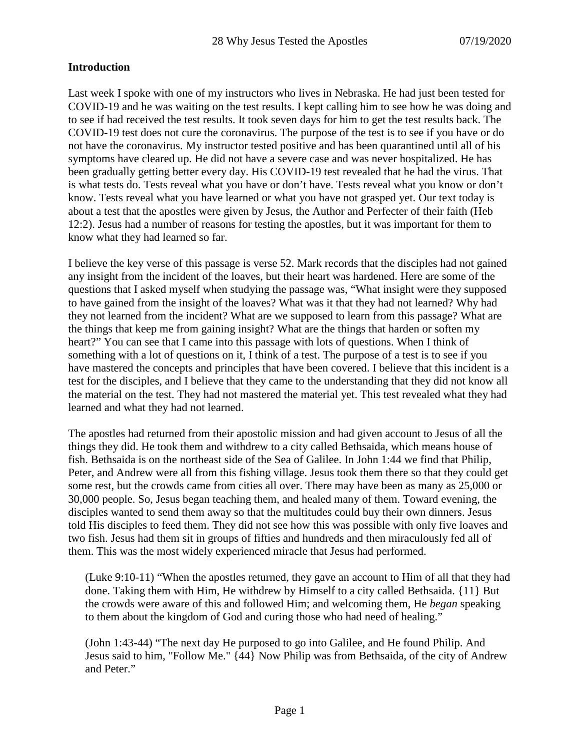## Introduction

Last week I spoke with one of my instructors who lives in Nebraska. He had just been tested for COVID-19 and he was waiting on the test results. I kept calling him to see how he was doing and to see if had received the test results. It took seven days for him to get the test results back. The COVID-19 test does not cure the coronavirus. The purpose of the test is to see if you have or do not have the coronavirus. My instructor tested positive and has been quarantined until all of his symptoms have cleared up. He did not have a severe case and was never hospitalized. He has been gradually getting better every day. His COVID-19 test revealed that he had the virus. That is what tests do. Tests reveal what you have or don't have. Tests reveal what you know or don't know. Tests reveal what you have learned or what you have not grasped yet. Our text today is about a test that the apostles were given by Jesus, the Author and Perfecter of their faith (Heb 12:2). Jesus had a number of reasons for testing the apostles, but it was important for them to know what they had learned so far.

I believe the key verse of this passage is verse 52. Mark records that the disciples had not gained any insight from the incident of the loaves, but their heart was hardened. Here are some of the questions that I asked myself when studying the passage was, "What insight were they supposed to have gained from the insight of the loaves? What was it that they had not learned? Why had they not learned from the incident? What are we supposed to learn from this passage? What are the things that keep me from gaining insight? What are the things that harden or soften my heart?" You can see that I came into this passage with lots of questions. When I think of something with a lot of questions on it, I think of a test. The purpose of a test is to see if you have mastered the concepts and principles that have been covered. I believe that this incident is a test for the disciples, and I believe that they came to the understanding that they did not know all the material on the test. They had not mastered the material yet. This test revealed what they had learned and what they had not learned.

The apostles had returned from their apostolic mission and had given account to Jesus of all the things they did. He took them and withdrew to a city called Bethsaida, which means house of fish. Bethsaida is on the northeast side of the Sea of Galilee. In John 1:44 we find that Philip, Peter, and Andrew were all from this fishing village. Jesus took them there so that they could get some rest, but the crowds came from cities all over. There may have been as many as 25,000 or 30,000 people. So, Jesus began teaching them, and healed many of them. Toward evening, the disciples wanted to send them away so that the multitudes could buy their own dinners. Jesus told His disciples to feed them. They did not see how this was possible with only five loaves and two fish. Jesus had them sit in groups of fifties and hundreds and then miraculously fed all of them. This was the most widely experienced miracle that Jesus had performed.

> (Luke 9:10-11) "When the apostles returned, they gave an account to Him of all that they had done. Taking them with Him, He withdrew by Himself to a city called Bethsaida. {11} But the crowds were aware of this and followed Him; and welcoming them, He *began* speaking to them about the kingdom of God and curing those who had need of healing."

> (John 1:43-44) "The next day He purposed to go into Galilee, and He found Philip. And Jesus said to him, "Follow Me." {44} Now Philip was from Bethsaida, of the city of Andrew and Peter."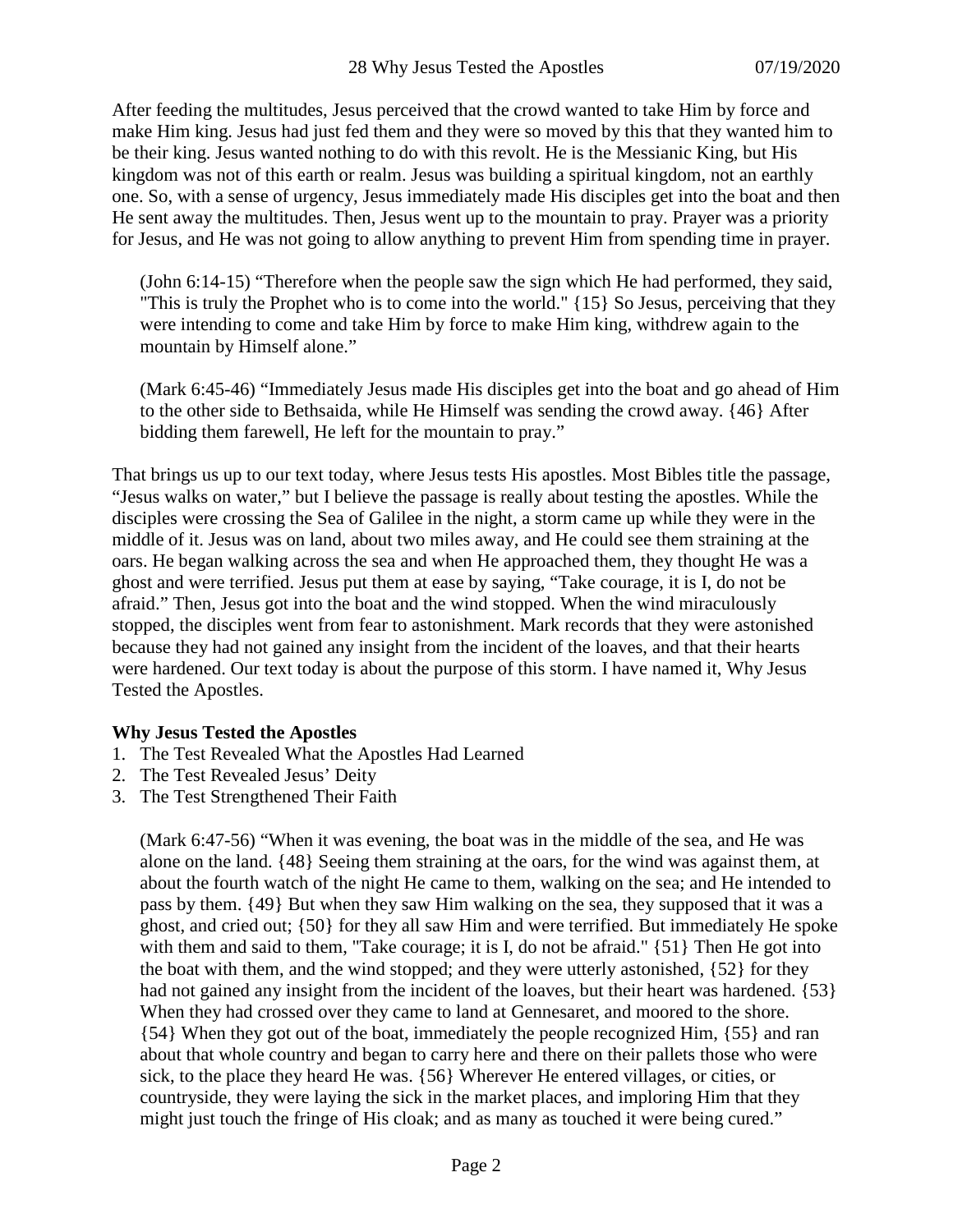After feeding the multitudes, Jesus perceived that the crowd wanted to take Him by force and make Him king. Jesus had just fed them and they were so moved by this that they wanted him to be their king. Jesus wanted nothing to do with this revolt. He is the Messianic King, but His kingdom was not of this earth or realm. Jesus was building a spiritual kingdom, not an earthly one. So, with a sense of urgency, Jesus immediately made His disciples get into the boat and then He sent away the multitudes. Then, Jesus went up to the mountain to pray. Prayer was a priority for Jesus, and He was not going to allow anything to prevent Him from spending time in prayer.

> (John 6:14-15) “Therefore when the people saw the sign which He had performed, they said, "This is truly the Prophet who is to come into the world." {15} So Jesus, perceiving that they were intending to come and take Him by force to make Him king, withdrew again to the mountain by Himself alone.”

> (Mark 6:45-46) “Immediately Jesus made His disciples get into the boat and go ahead of Him to the other side to Bethsaida, while He Himself was sending the crowd away. {46} After bidding them farewell, He left for the mountain to pray.”

That brings us up to our text today, where Jesus tests His apostles. Most Bibles title the passage, “Jesus walks on water,” but I believe the passage is really about testing the apostles. While the disciples were crossing the Sea of Galilee in the night, a storm came up while they were in the middle of it. Jesus was on land, about two miles away, and He could see them straining at the oars. He began walking across the sea and when He approached them, they thought He was a ghost and were terrified. Jesus put them at ease by saying, “Take courage, it is I, do not be afraid.” Then, Jesus got into the boat and the wind stopped. When the wind miraculously stopped, the disciples went from fear to astonishment. Mark records that they were astonished because they had not gained any insight from the incident of the loaves, and that their hearts were hardened. Our text today is about the purpose of this storm. I have named it, Why Jesus Tested the Apostles.

**Why Jesus Tested the Apostles**

1. The Test Revealed What the Apostles Had Learned
2. The Test Revealed Jesus’ Deity
3. The Test Strengthened Their Faith

> (Mark 6:47-56) “When it was evening, the boat was in the middle of the sea, and He was alone on the land. {48} Seeing them straining at the oars, for the wind was against them, at about the fourth watch of the night He came to them, walking on the sea; and He intended to pass by them. {49} But when they saw Him walking on the sea, they supposed that it was a ghost, and cried out; {50} for they all saw Him and were terrified. But immediately He spoke with them and said to them, "Take courage; it is I, do not be afraid." {51} Then He got into the boat with them, and the wind stopped; and they were utterly astonished, {52} for they had not gained any insight from the incident of the loaves, but their heart was hardened. {53} When they had crossed over they came to land at Gennesaret, and moored to the shore. {54} When they got out of the boat, immediately the people recognized Him, {55} and ran about that whole country and began to carry here and there on their pallets those who were sick, to the place they heard He was. {56} Wherever He entered villages, or cities, or countryside, they were laying the sick in the market places, and imploring Him that they might just touch the fringe of His cloak; and as many as touched it were being cured.”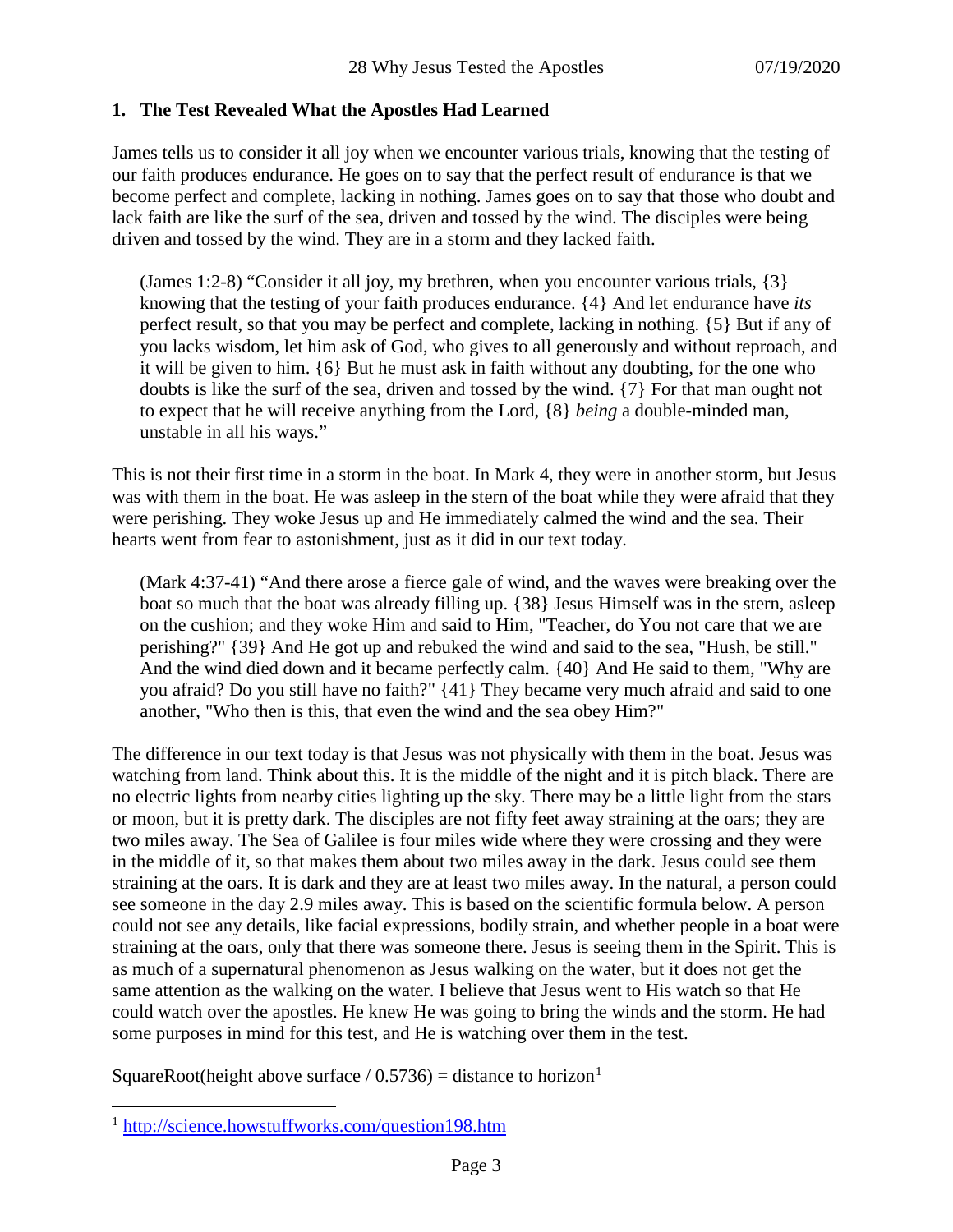## 1. The Test Revealed What the Apostles Had Learned

James tells us to consider it all joy when we encounter various trials, knowing that the testing of our faith produces endurance. He goes on to say that the perfect result of endurance is that we become perfect and complete, lacking in nothing. James goes on to say that those who doubt and lack faith are like the surf of the sea, driven and tossed by the wind. The disciples were being driven and tossed by the wind. They are in a storm and they lacked faith.

> (James 1:2-8) "Consider it all joy, my brethren, when you encounter various trials, {3} knowing that the testing of your faith produces endurance. {4} And let endurance have *its* perfect result, so that you may be perfect and complete, lacking in nothing. {5} But if any of you lacks wisdom, let him ask of God, who gives to all generously and without reproach, and it will be given to him. {6} But he must ask in faith without any doubting, for the one who doubts is like the surf of the sea, driven and tossed by the wind. {7} For that man ought not to expect that he will receive anything from the Lord, {8} *being* a double-minded man, unstable in all his ways."

This is not their first time in a storm in the boat. In Mark 4, they were in another storm, but Jesus was with them in the boat. He was asleep in the stern of the boat while they were afraid that they were perishing. They woke Jesus up and He immediately calmed the wind and the sea. Their hearts went from fear to astonishment, just as it did in our text today.

> (Mark 4:37-41) "And there arose a fierce gale of wind, and the waves were breaking over the boat so much that the boat was already filling up. {38} Jesus Himself was in the stern, asleep on the cushion; and they woke Him and said to Him, "Teacher, do You not care that we are perishing?" {39} And He got up and rebuked the wind and said to the sea, "Hush, be still." And the wind died down and it became perfectly calm. {40} And He said to them, "Why are you afraid? Do you still have no faith?" {41} They became very much afraid and said to one another, "Who then is this, that even the wind and the sea obey Him?"

The difference in our text today is that Jesus was not physically with them in the boat. Jesus was watching from land. Think about this. It is the middle of the night and it is pitch black. There are no electric lights from nearby cities lighting up the sky. There may be a little light from the stars or moon, but it is pretty dark. The disciples are not fifty feet away straining at the oars; they are two miles away. The Sea of Galilee is four miles wide where they were crossing and they were in the middle of it, so that makes them about two miles away in the dark. Jesus could see them straining at the oars. It is dark and they are at least two miles away. In the natural, a person could see someone in the day 2.9 miles away. This is based on the scientific formula below. A person could not see any details, like facial expressions, bodily strain, and whether people in a boat were straining at the oars, only that there was someone there. Jesus is seeing them in the Spirit. This is as much of a supernatural phenomenon as Jesus walking on the water, but it does not get the same attention as the walking on the water. I believe that Jesus went to His watch so that He could watch over the apostles. He knew He was going to bring the winds and the storm. He had some purposes in mind for this test, and He is watching over them in the test.

SquareRoot(height above surface / 0.5736) = distance to horizon[1]

[1] http://science.howstuffworks.com/question198.htm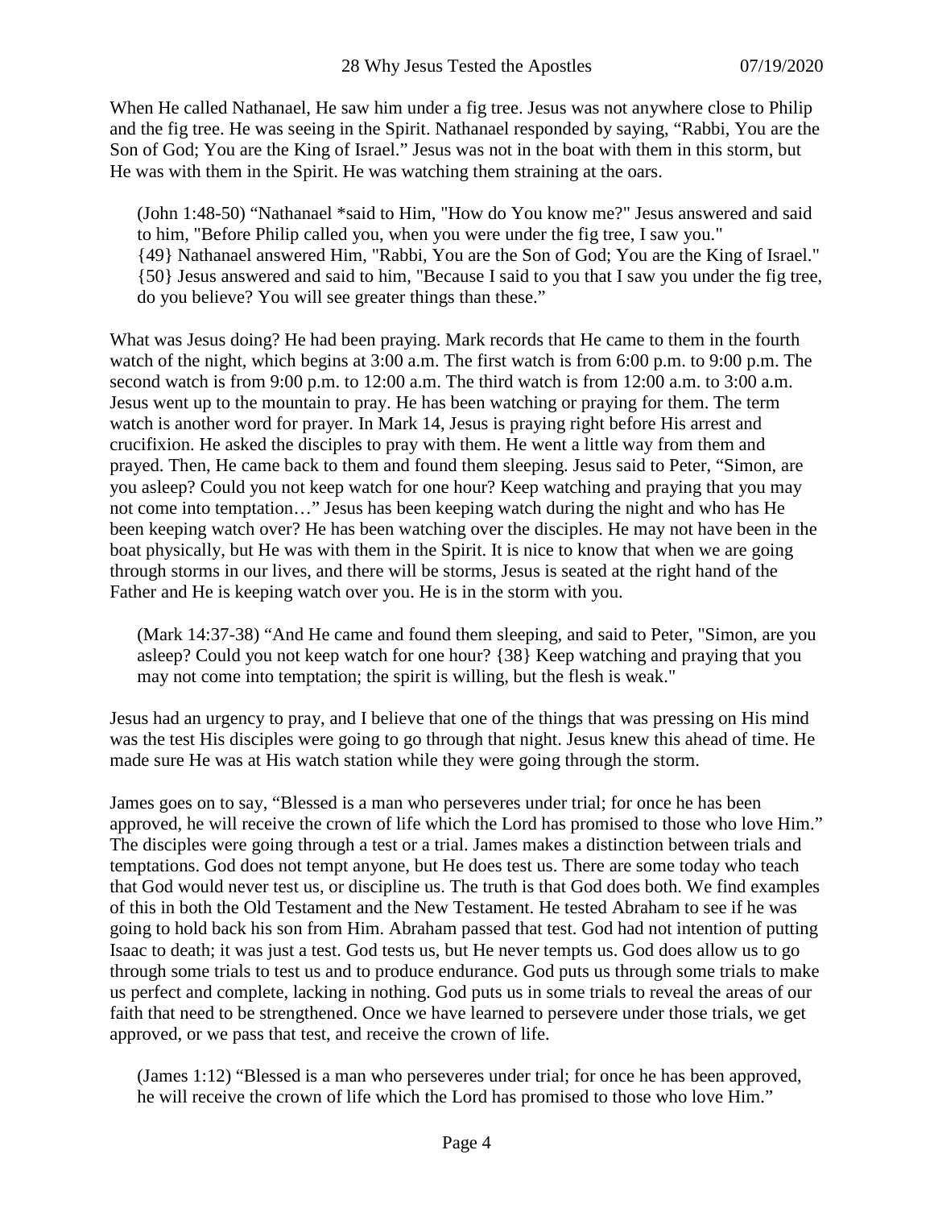When He called Nathanael, He saw him under a fig tree. Jesus was not anywhere close to Philip and the fig tree. He was seeing in the Spirit. Nathanael responded by saying, "Rabbi, You are the Son of God; You are the King of Israel." Jesus was not in the boat with them in this storm, but He was with them in the Spirit. He was watching them straining at the oars.

> (John 1:48-50) "Nathanael *said to Him, "How do You know me?" Jesus answered and said to him, "Before Philip called you, when you were under the fig tree, I saw you." {49} Nathanael answered Him, "Rabbi, You are the Son of God; You are the King of Israel." {50} Jesus answered and said to him, "Because I said to you that I saw you under the fig tree, do you believe? You will see greater things than these."

What was Jesus doing? He had been praying. Mark records that He came to them in the fourth watch of the night, which begins at 3:00 a.m. The first watch is from 6:00 p.m. to 9:00 p.m. The second watch is from 9:00 p.m. to 12:00 a.m. The third watch is from 12:00 a.m. to 3:00 a.m. Jesus went up to the mountain to pray. He has been watching or praying for them. The term watch is another word for prayer. In Mark 14, Jesus is praying right before His arrest and crucifixion. He asked the disciples to pray with them. He went a little way from them and prayed. Then, He came back to them and found them sleeping. Jesus said to Peter, "Simon, are you asleep? Could you not keep watch for one hour? Keep watching and praying that you may not come into temptation…" Jesus has been keeping watch during the night and who has He been keeping watch over? He has been watching over the disciples. He may not have been in the boat physically, but He was with them in the Spirit. It is nice to know that when we are going through storms in our lives, and there will be storms, Jesus is seated at the right hand of the Father and He is keeping watch over you. He is in the storm with you.

> (Mark 14:37-38) "And He came and found them sleeping, and said to Peter, "Simon, are you asleep? Could you not keep watch for one hour? {38} Keep watching and praying that you may not come into temptation; the spirit is willing, but the flesh is weak."

Jesus had an urgency to pray, and I believe that one of the things that was pressing on His mind was the test His disciples were going to go through that night. Jesus knew this ahead of time. He made sure He was at His watch station while they were going through the storm.

James goes on to say, "Blessed is a man who perseveres under trial; for once he has been approved, he will receive the crown of life which the Lord has promised to those who love Him." The disciples were going through a test or a trial. James makes a distinction between trials and temptations. God does not tempt anyone, but He does test us. There are some today who teach that God would never test us, or discipline us. The truth is that God does both. We find examples of this in both the Old Testament and the New Testament. He tested Abraham to see if he was going to hold back his son from Him. Abraham passed that test. God had not intention of putting Isaac to death; it was just a test. God tests us, but He never tempts us. God does allow us to go through some trials to test us and to produce endurance. God puts us through some trials to make us perfect and complete, lacking in nothing. God puts us in some trials to reveal the areas of our faith that need to be strengthened. Once we have learned to persevere under those trials, we get approved, or we pass that test, and receive the crown of life.

> (James 1:12) "Blessed is a man who perseveres under trial; for once he has been approved, he will receive the crown of life which the Lord has promised to those who love Him."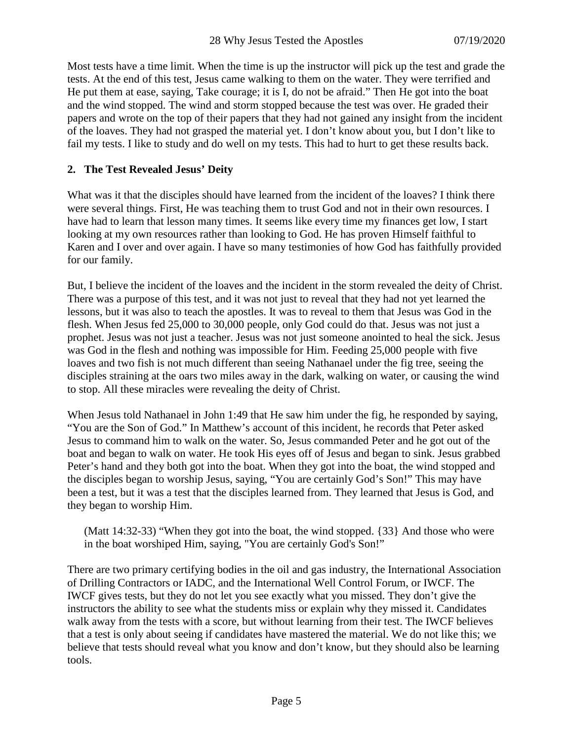Most tests have a time limit. When the time is up the instructor will pick up the test and grade the tests. At the end of this test, Jesus came walking to them on the water. They were terrified and He put them at ease, saying, Take courage; it is I, do not be afraid." Then He got into the boat and the wind stopped. The wind and storm stopped because the test was over. He graded their papers and wrote on the top of their papers that they had not gained any insight from the incident of the loaves. They had not grasped the material yet. I don't know about you, but I don't like to fail my tests. I like to study and do well on my tests. This had to hurt to get these results back.

## 2. The Test Revealed Jesus' Deity

What was it that the disciples should have learned from the incident of the loaves? I think there were several things. First, He was teaching them to trust God and not in their own resources. I have had to learn that lesson many times. It seems like every time my finances get low, I start looking at my own resources rather than looking to God. He has proven Himself faithful to Karen and I over and over again. I have so many testimonies of how God has faithfully provided for our family.

But, I believe the incident of the loaves and the incident in the storm revealed the deity of Christ. There was a purpose of this test, and it was not just to reveal that they had not yet learned the lessons, but it was also to teach the apostles. It was to reveal to them that Jesus was God in the flesh. When Jesus fed 25,000 to 30,000 people, only God could do that. Jesus was not just a prophet. Jesus was not just a teacher. Jesus was not just someone anointed to heal the sick. Jesus was God in the flesh and nothing was impossible for Him. Feeding 25,000 people with five loaves and two fish is not much different than seeing Nathanael under the fig tree, seeing the disciples straining at the oars two miles away in the dark, walking on water, or causing the wind to stop. All these miracles were revealing the deity of Christ.

When Jesus told Nathanael in John 1:49 that He saw him under the fig, he responded by saying, "You are the Son of God." In Matthew's account of this incident, he records that Peter asked Jesus to command him to walk on the water. So, Jesus commanded Peter and he got out of the boat and began to walk on water. He took His eyes off of Jesus and began to sink. Jesus grabbed Peter's hand and they both got into the boat. When they got into the boat, the wind stopped and the disciples began to worship Jesus, saying, "You are certainly God's Son!" This may have been a test, but it was a test that the disciples learned from. They learned that Jesus is God, and they began to worship Him.

> (Matt 14:32-33) "When they got into the boat, the wind stopped. {33} And those who were in the boat worshiped Him, saying, "You are certainly God's Son!"

There are two primary certifying bodies in the oil and gas industry, the International Association of Drilling Contractors or IADC, and the International Well Control Forum, or IWCF. The IWCF gives tests, but they do not let you see exactly what you missed. They don't give the instructors the ability to see what the students miss or explain why they missed it. Candidates walk away from the tests with a score, but without learning from their test. The IWCF believes that a test is only about seeing if candidates have mastered the material. We do not like this; we believe that tests should reveal what you know and don't know, but they should also be learning tools.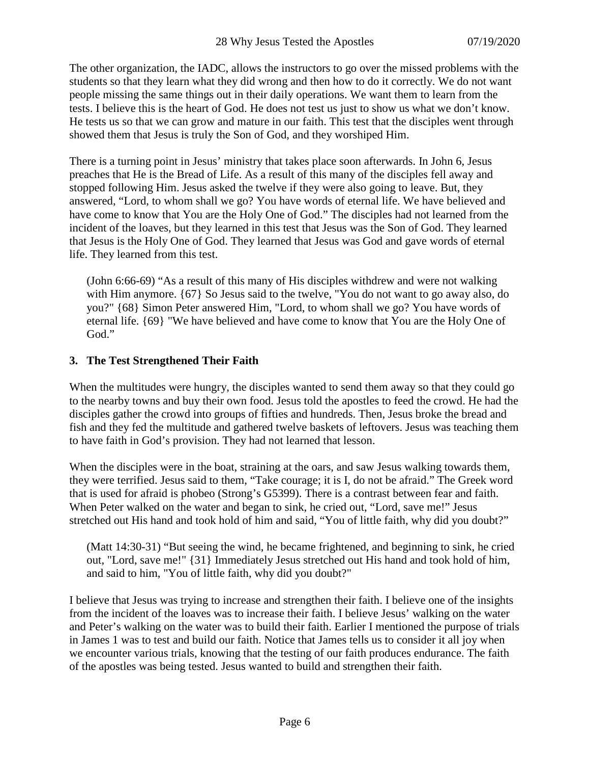The other organization, the IADC, allows the instructors to go over the missed problems with the students so that they learn what they did wrong and then how to do it correctly. We do not want people missing the same things out in their daily operations. We want them to learn from the tests. I believe this is the heart of God. He does not test us just to show us what we don't know. He tests us so that we can grow and mature in our faith. This test that the disciples went through showed them that Jesus is truly the Son of God, and they worshiped Him.

There is a turning point in Jesus' ministry that takes place soon afterwards. In John 6, Jesus preaches that He is the Bread of Life. As a result of this many of the disciples fell away and stopped following Him. Jesus asked the twelve if they were also going to leave. But, they answered, "Lord, to whom shall we go? You have words of eternal life. We have believed and have come to know that You are the Holy One of God." The disciples had not learned from the incident of the loaves, but they learned in this test that Jesus was the Son of God. They learned that Jesus is the Holy One of God. They learned that Jesus was God and gave words of eternal life. They learned from this test.

> (John 6:66-69) "As a result of this many of His disciples withdrew and were not walking with Him anymore. {67} So Jesus said to the twelve, "You do not want to go away also, do you?" {68} Simon Peter answered Him, "Lord, to whom shall we go? You have words of eternal life. {69} "We have believed and have come to know that You are the Holy One of God."

### 3. The Test Strengthened Their Faith

When the multitudes were hungry, the disciples wanted to send them away so that they could go to the nearby towns and buy their own food. Jesus told the apostles to feed the crowd. He had the disciples gather the crowd into groups of fifties and hundreds. Then, Jesus broke the bread and fish and they fed the multitude and gathered twelve baskets of leftovers. Jesus was teaching them to have faith in God's provision. They had not learned that lesson.

When the disciples were in the boat, straining at the oars, and saw Jesus walking towards them, they were terrified. Jesus said to them, "Take courage; it is I, do not be afraid." The Greek word that is used for afraid is phobeo (Strong's G5399). There is a contrast between fear and faith. When Peter walked on the water and began to sink, he cried out, "Lord, save me!" Jesus stretched out His hand and took hold of him and said, "You of little faith, why did you doubt?"

> (Matt 14:30-31) "But seeing the wind, he became frightened, and beginning to sink, he cried out, "Lord, save me!" {31} Immediately Jesus stretched out His hand and took hold of him, and said to him, "You of little faith, why did you doubt?"

I believe that Jesus was trying to increase and strengthen their faith. I believe one of the insights from the incident of the loaves was to increase their faith. I believe Jesus' walking on the water and Peter's walking on the water was to build their faith. Earlier I mentioned the purpose of trials in James 1 was to test and build our faith. Notice that James tells us to consider it all joy when we encounter various trials, knowing that the testing of our faith produces endurance. The faith of the apostles was being tested. Jesus wanted to build and strengthen their faith.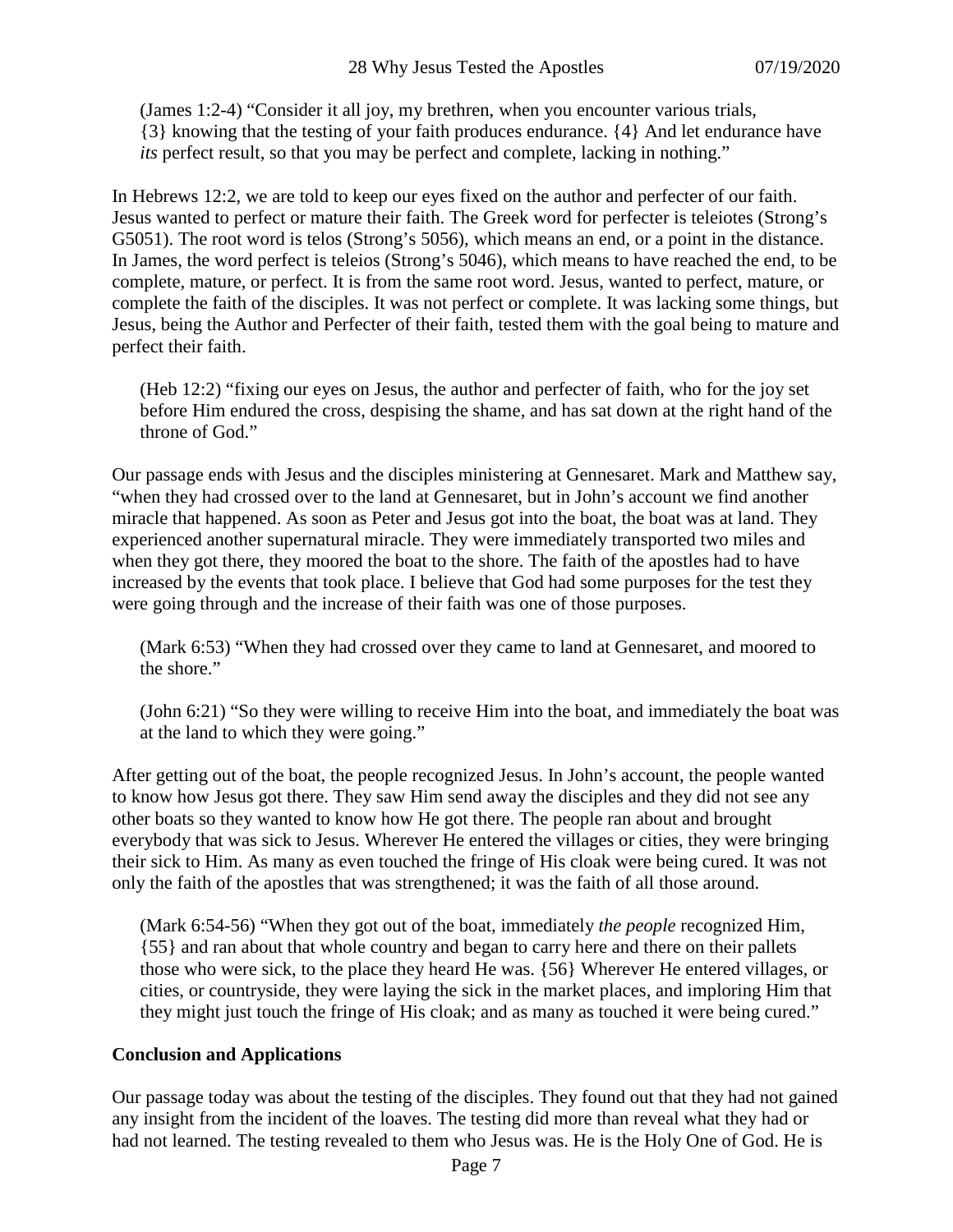(James 1:2-4) "Consider it all joy, my brethren, when you encounter various trials, {3} knowing that the testing of your faith produces endurance. {4} And let endurance have *its* perfect result, so that you may be perfect and complete, lacking in nothing."

In Hebrews 12:2, we are told to keep our eyes fixed on the author and perfecter of our faith. Jesus wanted to perfect or mature their faith. The Greek word for perfecter is teleiotes (Strong's G5051). The root word is telos (Strong's 5056), which means an end, or a point in the distance. In James, the word perfect is teleios (Strong's 5046), which means to have reached the end, to be complete, mature, or perfect. It is from the same root word. Jesus, wanted to perfect, mature, or complete the faith of the disciples. It was not perfect or complete. It was lacking some things, but Jesus, being the Author and Perfecter of their faith, tested them with the goal being to mature and perfect their faith.

(Heb 12:2) "fixing our eyes on Jesus, the author and perfecter of faith, who for the joy set before Him endured the cross, despising the shame, and has sat down at the right hand of the throne of God."

Our passage ends with Jesus and the disciples ministering at Gennesaret. Mark and Matthew say, "when they had crossed over to the land at Gennesaret, but in John's account we find another miracle that happened. As soon as Peter and Jesus got into the boat, the boat was at land. They experienced another supernatural miracle. They were immediately transported two miles and when they got there, they moored the boat to the shore. The faith of the apostles had to have increased by the events that took place. I believe that God had some purposes for the test they were going through and the increase of their faith was one of those purposes.

(Mark 6:53) "When they had crossed over they came to land at Gennesaret, and moored to the shore."

(John 6:21) "So they were willing to receive Him into the boat, and immediately the boat was at the land to which they were going."

After getting out of the boat, the people recognized Jesus. In John's account, the people wanted to know how Jesus got there. They saw Him send away the disciples and they did not see any other boats so they wanted to know how He got there. The people ran about and brought everybody that was sick to Jesus. Wherever He entered the villages or cities, they were bringing their sick to Him. As many as even touched the fringe of His cloak were being cured. It was not only the faith of the apostles that was strengthened; it was the faith of all those around.

(Mark 6:54-56) "When they got out of the boat, immediately *the people* recognized Him, {55} and ran about that whole country and began to carry here and there on their pallets those who were sick, to the place they heard He was. {56} Wherever He entered villages, or cities, or countryside, they were laying the sick in the market places, and imploring Him that they might just touch the fringe of His cloak; and as many as touched it were being cured."

**Conclusion and Applications**

Our passage today was about the testing of the disciples. They found out that they had not gained any insight from the incident of the loaves. The testing did more than reveal what they had or had not learned. The testing revealed to them who Jesus was. He is the Holy One of God. He is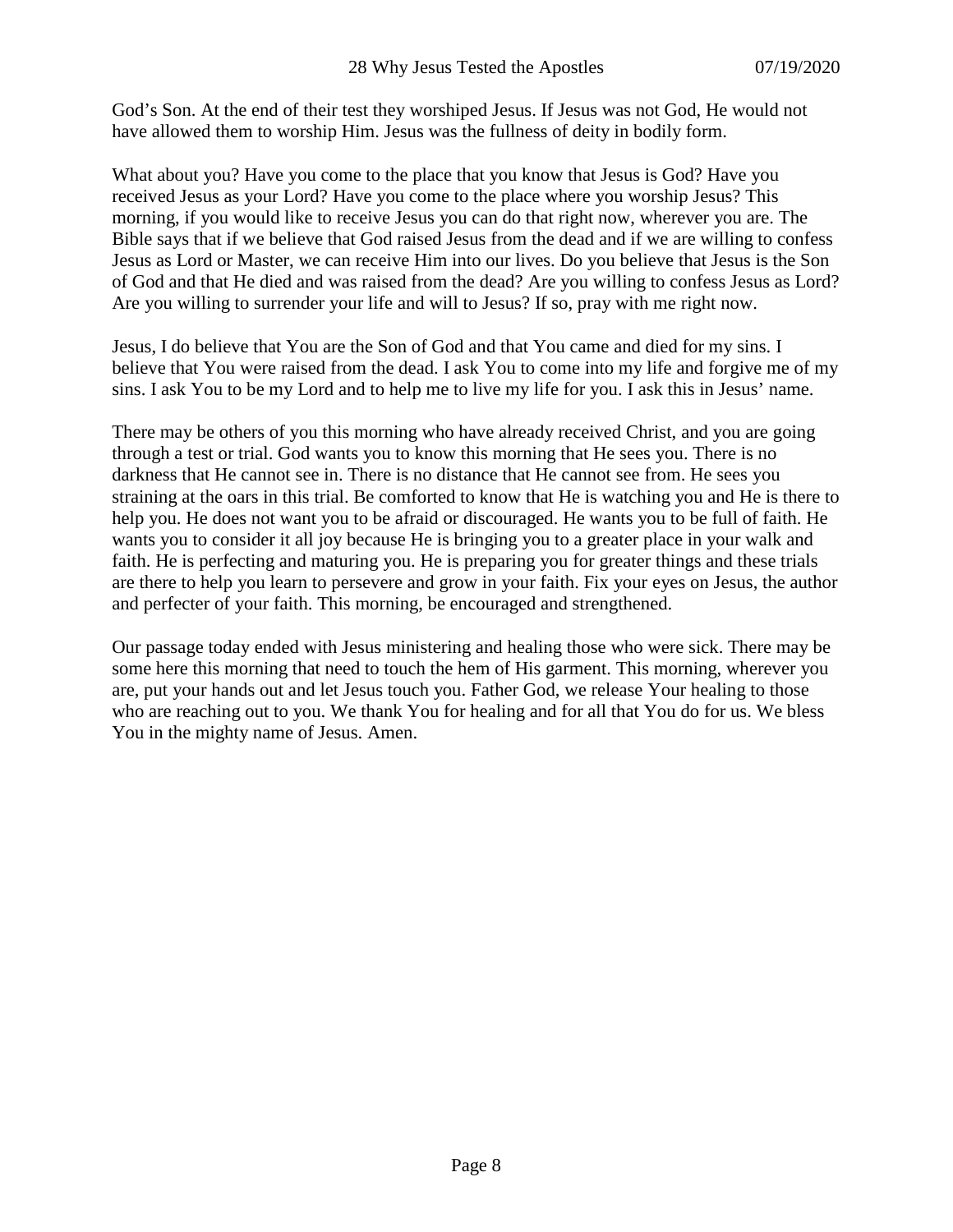God's Son. At the end of their test they worshiped Jesus. If Jesus was not God, He would not have allowed them to worship Him. Jesus was the fullness of deity in bodily form.

What about you? Have you come to the place that you know that Jesus is God? Have you received Jesus as your Lord? Have you come to the place where you worship Jesus? This morning, if you would like to receive Jesus you can do that right now, wherever you are. The Bible says that if we believe that God raised Jesus from the dead and if we are willing to confess Jesus as Lord or Master, we can receive Him into our lives. Do you believe that Jesus is the Son of God and that He died and was raised from the dead? Are you willing to confess Jesus as Lord? Are you willing to surrender your life and will to Jesus? If so, pray with me right now.

Jesus, I do believe that You are the Son of God and that You came and died for my sins. I believe that You were raised from the dead. I ask You to come into my life and forgive me of my sins. I ask You to be my Lord and to help me to live my life for you. I ask this in Jesus' name.

There may be others of you this morning who have already received Christ, and you are going through a test or trial. God wants you to know this morning that He sees you. There is no darkness that He cannot see in. There is no distance that He cannot see from. He sees you straining at the oars in this trial. Be comforted to know that He is watching you and He is there to help you. He does not want you to be afraid or discouraged. He wants you to be full of faith. He wants you to consider it all joy because He is bringing you to a greater place in your walk and faith. He is perfecting and maturing you. He is preparing you for greater things and these trials are there to help you learn to persevere and grow in your faith. Fix your eyes on Jesus, the author and perfecter of your faith. This morning, be encouraged and strengthened.

Our passage today ended with Jesus ministering and healing those who were sick. There may be some here this morning that need to touch the hem of His garment. This morning, wherever you are, put your hands out and let Jesus touch you. Father God, we release Your healing to those who are reaching out to you. We thank You for healing and for all that You do for us. We bless You in the mighty name of Jesus. Amen.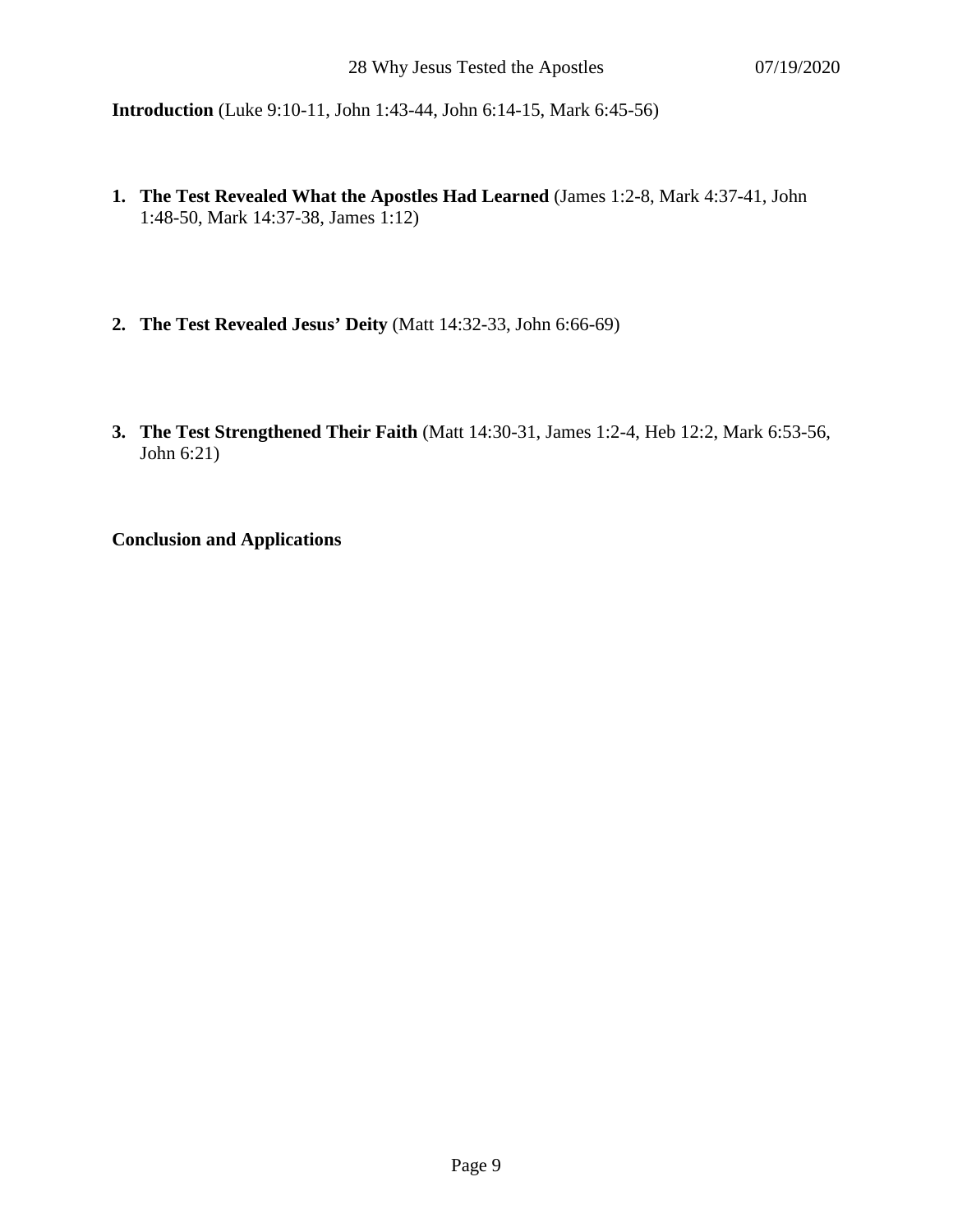**Introduction** (Luke 9:10-11, John 1:43-44, John 6:14-15, Mark 6:45-56)

1. **The Test Revealed What the Apostles Had Learned** (James 1:2-8, Mark 4:37-41, John 1:48-50, Mark 14:37-38, James 1:12)

2. **The Test Revealed Jesus' Deity** (Matt 14:32-33, John 6:66-69)

3. **The Test Strengthened Their Faith** (Matt 14:30-31, James 1:2-4, Heb 12:2, Mark 6:53-56, John 6:21)

**Conclusion and Applications**